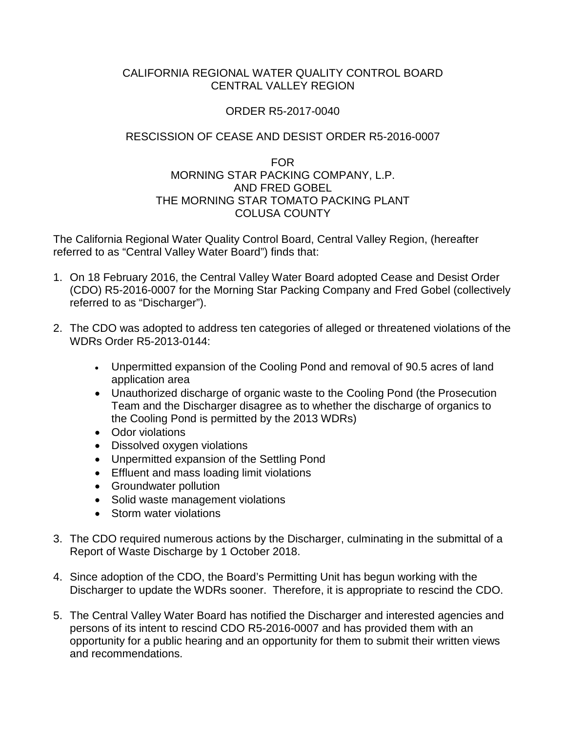CALIFORNIA REGIONAL WATER QUALITY CONTROL BOARD
CENTRAL VALLEY REGION

ORDER R5-2017-0040

RESCISSION OF CEASE AND DESIST ORDER R5-2016-0007

FOR
MORNING STAR PACKING COMPANY, L.P.
AND FRED GOBEL
THE MORNING STAR TOMATO PACKING PLANT
COLUSA COUNTY

The California Regional Water Quality Control Board, Central Valley Region, (hereafter referred to as "Central Valley Water Board") finds that:

1. On 18 February 2016, the Central Valley Water Board adopted Cease and Desist Order (CDO) R5-2016-0007 for the Morning Star Packing Company and Fred Gobel (collectively referred to as "Discharger").

2. The CDO was adopted to address ten categories of alleged or threatened violations of the WDRs Order R5-2013-0144:

   - Unpermitted expansion of the Cooling Pond and removal of 90.5 acres of land application area
   - Unauthorized discharge of organic waste to the Cooling Pond (the Prosecution Team and the Discharger disagree as to whether the discharge of organics to the Cooling Pond is permitted by the 2013 WDRs)
   - Odor violations
   - Dissolved oxygen violations
   - Unpermitted expansion of the Settling Pond
   - Effluent and mass loading limit violations
   - Groundwater pollution
   - Solid waste management violations
   - Storm water violations

3. The CDO required numerous actions by the Discharger, culminating in the submittal of a Report of Waste Discharge by 1 October 2018.

4. Since adoption of the CDO, the Board's Permitting Unit has begun working with the Discharger to update the WDRs sooner. Therefore, it is appropriate to rescind the CDO.

5. The Central Valley Water Board has notified the Discharger and interested agencies and persons of its intent to rescind CDO R5-2016-0007 and has provided them with an opportunity for a public hearing and an opportunity for them to submit their written views and recommendations.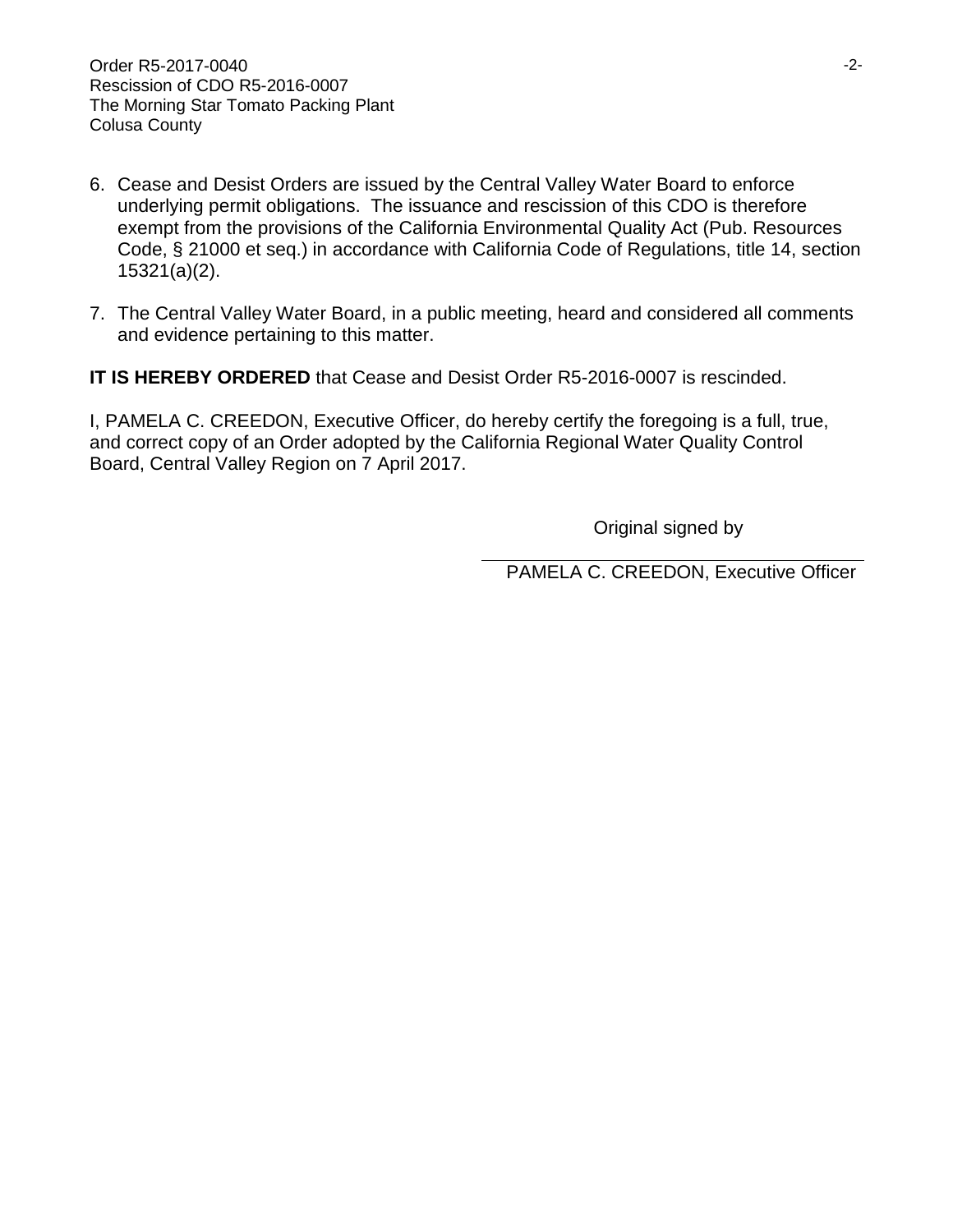6. Cease and Desist Orders are issued by the Central Valley Water Board to enforce underlying permit obligations. The issuance and rescission of this CDO is therefore exempt from the provisions of the California Environmental Quality Act (Pub. Resources Code, § 21000 et seq.) in accordance with California Code of Regulations, title 14, section 15321(a)(2).

7. The Central Valley Water Board, in a public meeting, heard and considered all comments and evidence pertaining to this matter.

**IT IS HEREBY ORDERED** that Cease and Desist Order R5-2016-0007 is rescinded.

I, PAMELA C. CREEDON, Executive Officer, do hereby certify the foregoing is a full, true, and correct copy of an Order adopted by the California Regional Water Quality Control Board, Central Valley Region on 7 April 2017.

Original signed by

PAMELA C. CREEDON, Executive Officer